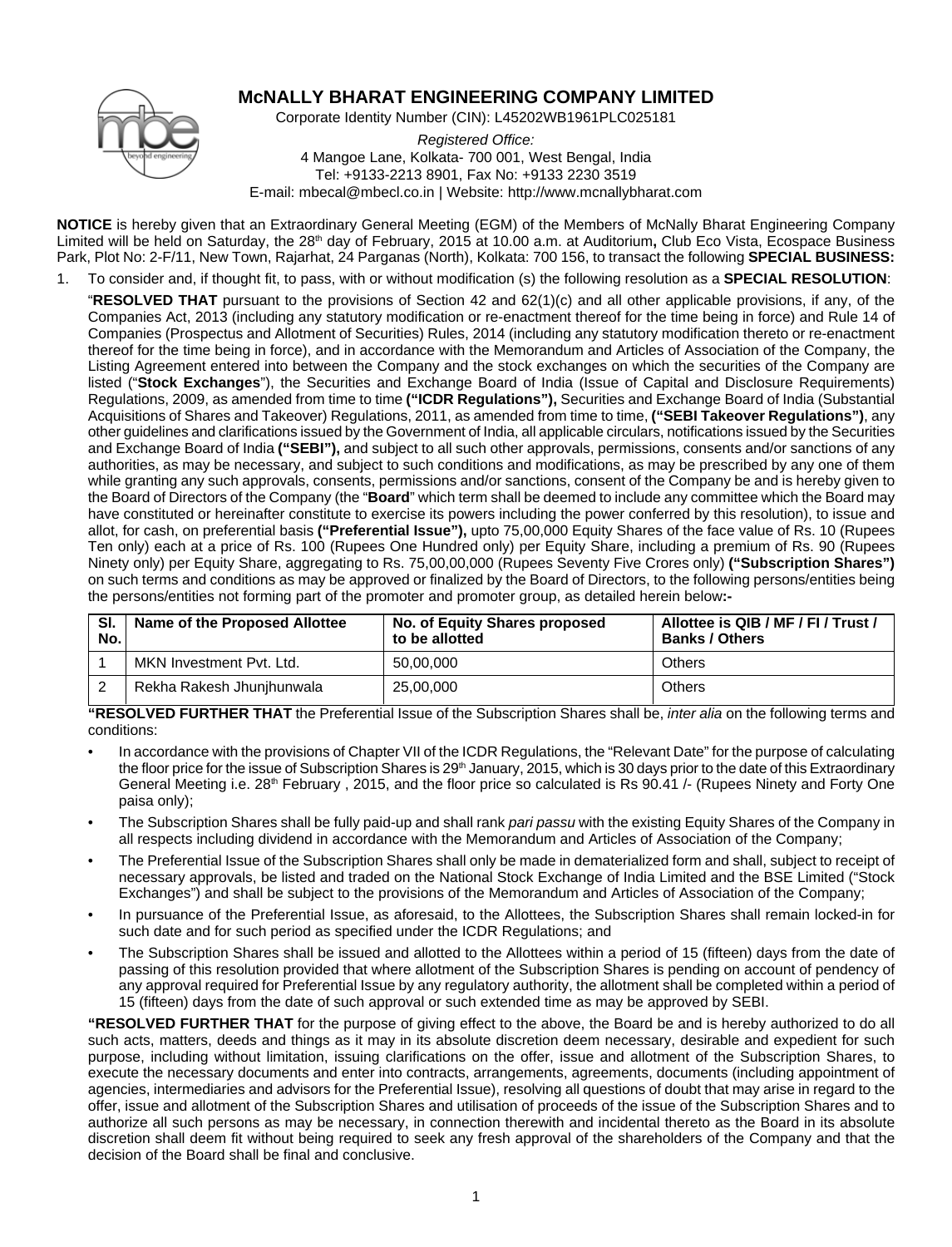# McNALLY BHARAT ENGINEERING COMPANY LIMITED

Corporate Identity Number (CIN): L45202WB1961PLC025181

*Registered Office:*
4 Mangoe Lane, Kolkata- 700 001, West Bengal, India
Tel: +9133-2213 8901, Fax No: +9133 2230 3519
E-mail: mbecal@mbecl.co.in | Website: http://www.mcnallybharat.com

**NOTICE** is hereby given that an Extraordinary General Meeting (EGM) of the Members of McNally Bharat Engineering Company Limited will be held on Saturday, the 28th day of February, 2015 at 10.00 a.m. at Auditorium**,** Club Eco Vista, Ecospace Business Park, Plot No: 2-F/11, New Town, Rajarhat, 24 Parganas (North), Kolkata: 700 156, to transact the following **SPECIAL BUSINESS:**

1. To consider and, if thought fit, to pass, with or without modification (s) the following resolution as a **SPECIAL RESOLUTION**:

"**RESOLVED THAT** pursuant to the provisions of Section 42 and 62(1)(c) and all other applicable provisions, if any, of the Companies Act, 2013 (including any statutory modification or re-enactment thereof for the time being in force) and Rule 14 of Companies (Prospectus and Allotment of Securities) Rules, 2014 (including any statutory modification thereto or re-enactment thereof for the time being in force), and in accordance with the Memorandum and Articles of Association of the Company, the Listing Agreement entered into between the Company and the stock exchanges on which the securities of the Company are listed ("**Stock Exchanges**"), the Securities and Exchange Board of India (Issue of Capital and Disclosure Requirements) Regulations, 2009, as amended from time to time **("ICDR Regulations"),** Securities and Exchange Board of India (Substantial Acquisitions of Shares and Takeover) Regulations, 2011, as amended from time to time, **("SEBI Takeover Regulations")**, any other guidelines and clarifications issued by the Government of India, all applicable circulars, notifications issued by the Securities and Exchange Board of India **("SEBI"),** and subject to all such other approvals, permissions, consents and/or sanctions of any authorities, as may be necessary, and subject to such conditions and modifications, as may be prescribed by any one of them while granting any such approvals, consents, permissions and/or sanctions, consent of the Company be and is hereby given to the Board of Directors of the Company (the "**Board**" which term shall be deemed to include any committee which the Board may have constituted or hereinafter constitute to exercise its powers including the power conferred by this resolution), to issue and allot, for cash, on preferential basis **("Preferential Issue"),** upto 75,00,000 Equity Shares of the face value of Rs. 10 (Rupees Ten only) each at a price of Rs. 100 (Rupees One Hundred only) per Equity Share, including a premium of Rs. 90 (Rupees Ninety only) per Equity Share, aggregating to Rs. 75,00,00,000 (Rupees Seventy Five Crores only) **("Subscription Shares")** on such terms and conditions as may be approved or finalized by the Board of Directors, to the following persons/entities being the persons/entities not forming part of the promoter and promoter group, as detailed herein below**:-**

| Sl. No. | Name of the Proposed Allottee | No. of Equity Shares proposed to be allotted | Allottee is QIB / MF / FI / Trust / Banks / Others |
|---|---|---|---|
| 1 | MKN Investment Pvt. Ltd. | 50,00,000 | Others |
| 2 | Rekha Rakesh Jhunjhunwala | 25,00,000 | Others |

**"RESOLVED FURTHER THAT** the Preferential Issue of the Subscription Shares shall be, *inter alia* on the following terms and conditions:

- In accordance with the provisions of Chapter VII of the ICDR Regulations, the "Relevant Date" for the purpose of calculating the floor price for the issue of Subscription Shares is 29th January, 2015, which is 30 days prior to the date of this Extraordinary General Meeting i.e. 28th February , 2015, and the floor price so calculated is Rs 90.41 /- (Rupees Ninety and Forty One paisa only);
- The Subscription Shares shall be fully paid-up and shall rank *pari passu* with the existing Equity Shares of the Company in all respects including dividend in accordance with the Memorandum and Articles of Association of the Company;
- The Preferential Issue of the Subscription Shares shall only be made in dematerialized form and shall, subject to receipt of necessary approvals, be listed and traded on the National Stock Exchange of India Limited and the BSE Limited ("Stock Exchanges") and shall be subject to the provisions of the Memorandum and Articles of Association of the Company;
- In pursuance of the Preferential Issue, as aforesaid, to the Allottees, the Subscription Shares shall remain locked-in for such date and for such period as specified under the ICDR Regulations; and
- The Subscription Shares shall be issued and allotted to the Allottees within a period of 15 (fifteen) days from the date of passing of this resolution provided that where allotment of the Subscription Shares is pending on account of pendency of any approval required for Preferential Issue by any regulatory authority, the allotment shall be completed within a period of 15 (fifteen) days from the date of such approval or such extended time as may be approved by SEBI.

**"RESOLVED FURTHER THAT** for the purpose of giving effect to the above, the Board be and is hereby authorized to do all such acts, matters, deeds and things as it may in its absolute discretion deem necessary, desirable and expedient for such purpose, including without limitation, issuing clarifications on the offer, issue and allotment of the Subscription Shares, to execute the necessary documents and enter into contracts, arrangements, agreements, documents (including appointment of agencies, intermediaries and advisors for the Preferential Issue), resolving all questions of doubt that may arise in regard to the offer, issue and allotment of the Subscription Shares and utilisation of proceeds of the issue of the Subscription Shares and to authorize all such persons as may be necessary, in connection therewith and incidental thereto as the Board in its absolute discretion shall deem fit without being required to seek any fresh approval of the shareholders of the Company and that the decision of the Board shall be final and conclusive.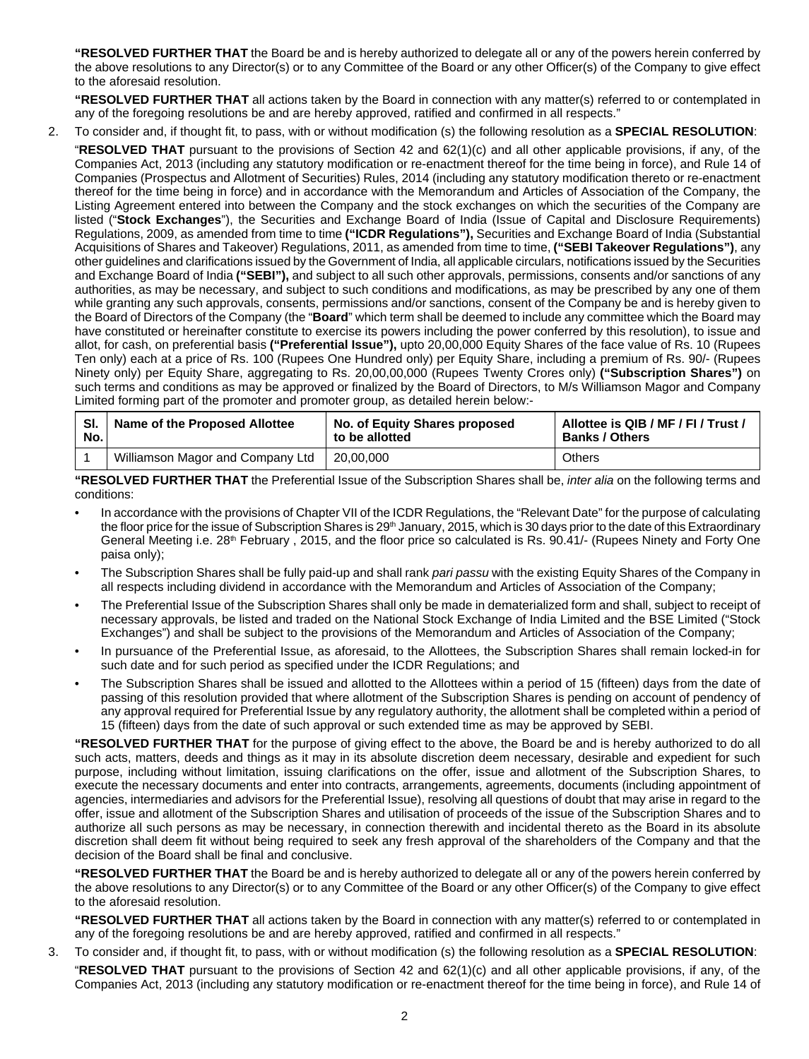**"RESOLVED FURTHER THAT** the Board be and is hereby authorized to delegate all or any of the powers herein conferred by the above resolutions to any Director(s) or to any Committee of the Board or any other Officer(s) of the Company to give effect to the aforesaid resolution.

**"RESOLVED FURTHER THAT** all actions taken by the Board in connection with any matter(s) referred to or contemplated in any of the foregoing resolutions be and are hereby approved, ratified and confirmed in all respects."

2. To consider and, if thought fit, to pass, with or without modification (s) the following resolution as a **SPECIAL RESOLUTION**:

"**RESOLVED THAT** pursuant to the provisions of Section 42 and 62(1)(c) and all other applicable provisions, if any, of the Companies Act, 2013 (including any statutory modification or re-enactment thereof for the time being in force), and Rule 14 of Companies (Prospectus and Allotment of Securities) Rules, 2014 (including any statutory modification thereto or re-enactment thereof for the time being in force) and in accordance with the Memorandum and Articles of Association of the Company, the Listing Agreement entered into between the Company and the stock exchanges on which the securities of the Company are listed ("**Stock Exchanges**"), the Securities and Exchange Board of India (Issue of Capital and Disclosure Requirements) Regulations, 2009, as amended from time to time **("ICDR Regulations"),** Securities and Exchange Board of India (Substantial Acquisitions of Shares and Takeover) Regulations, 2011, as amended from time to time, **("SEBI Takeover Regulations")**, any other guidelines and clarifications issued by the Government of India, all applicable circulars, notifications issued by the Securities and Exchange Board of India **("SEBI"),** and subject to all such other approvals, permissions, consents and/or sanctions of any authorities, as may be necessary, and subject to such conditions and modifications, as may be prescribed by any one of them while granting any such approvals, consents, permissions and/or sanctions, consent of the Company be and is hereby given to the Board of Directors of the Company (the "**Board**" which term shall be deemed to include any committee which the Board may have constituted or hereinafter constitute to exercise its powers including the power conferred by this resolution), to issue and allot, for cash, on preferential basis **("Preferential Issue"),** upto 20,00,000 Equity Shares of the face value of Rs. 10 (Rupees Ten only) each at a price of Rs. 100 (Rupees One Hundred only) per Equity Share, including a premium of Rs. 90/- (Rupees Ninety only) per Equity Share, aggregating to Rs. 20,00,00,000 (Rupees Twenty Crores only) **("Subscription Shares")** on such terms and conditions as may be approved or finalized by the Board of Directors, to M/s Williamson Magor and Company Limited forming part of the promoter and promoter group, as detailed herein below:-

| Sl. No. | Name of the Proposed Allottee | No. of Equity Shares proposed to be allotted | Allottee is QIB / MF / FI / Trust / Banks / Others |
|---|---|---|---|
| 1 | Williamson Magor and Company Ltd | 20,00,000 | Others |

**"RESOLVED FURTHER THAT** the Preferential Issue of the Subscription Shares shall be, *inter alia* on the following terms and conditions:

- In accordance with the provisions of Chapter VII of the ICDR Regulations, the "Relevant Date" for the purpose of calculating the floor price for the issue of Subscription Shares is 29th January, 2015, which is 30 days prior to the date of this Extraordinary General Meeting i.e. 28th February , 2015, and the floor price so calculated is Rs. 90.41/- (Rupees Ninety and Forty One paisa only);
- The Subscription Shares shall be fully paid-up and shall rank *pari passu* with the existing Equity Shares of the Company in all respects including dividend in accordance with the Memorandum and Articles of Association of the Company;
- The Preferential Issue of the Subscription Shares shall only be made in dematerialized form and shall, subject to receipt of necessary approvals, be listed and traded on the National Stock Exchange of India Limited and the BSE Limited ("Stock Exchanges") and shall be subject to the provisions of the Memorandum and Articles of Association of the Company;
- In pursuance of the Preferential Issue, as aforesaid, to the Allottees, the Subscription Shares shall remain locked-in for such date and for such period as specified under the ICDR Regulations; and
- The Subscription Shares shall be issued and allotted to the Allottees within a period of 15 (fifteen) days from the date of passing of this resolution provided that where allotment of the Subscription Shares is pending on account of pendency of any approval required for Preferential Issue by any regulatory authority, the allotment shall be completed within a period of 15 (fifteen) days from the date of such approval or such extended time as may be approved by SEBI.

**"RESOLVED FURTHER THAT** for the purpose of giving effect to the above, the Board be and is hereby authorized to do all such acts, matters, deeds and things as it may in its absolute discretion deem necessary, desirable and expedient for such purpose, including without limitation, issuing clarifications on the offer, issue and allotment of the Subscription Shares, to execute the necessary documents and enter into contracts, arrangements, agreements, documents (including appointment of agencies, intermediaries and advisors for the Preferential Issue), resolving all questions of doubt that may arise in regard to the offer, issue and allotment of the Subscription Shares and utilisation of proceeds of the issue of the Subscription Shares and to authorize all such persons as may be necessary, in connection therewith and incidental thereto as the Board in its absolute discretion shall deem fit without being required to seek any fresh approval of the shareholders of the Company and that the decision of the Board shall be final and conclusive.

**"RESOLVED FURTHER THAT** the Board be and is hereby authorized to delegate all or any of the powers herein conferred by the above resolutions to any Director(s) or to any Committee of the Board or any other Officer(s) of the Company to give effect to the aforesaid resolution.

**"RESOLVED FURTHER THAT** all actions taken by the Board in connection with any matter(s) referred to or contemplated in any of the foregoing resolutions be and are hereby approved, ratified and confirmed in all respects."

3. To consider and, if thought fit, to pass, with or without modification (s) the following resolution as a **SPECIAL RESOLUTION**:

"**RESOLVED THAT** pursuant to the provisions of Section 42 and 62(1)(c) and all other applicable provisions, if any, of the Companies Act, 2013 (including any statutory modification or re-enactment thereof for the time being in force), and Rule 14 of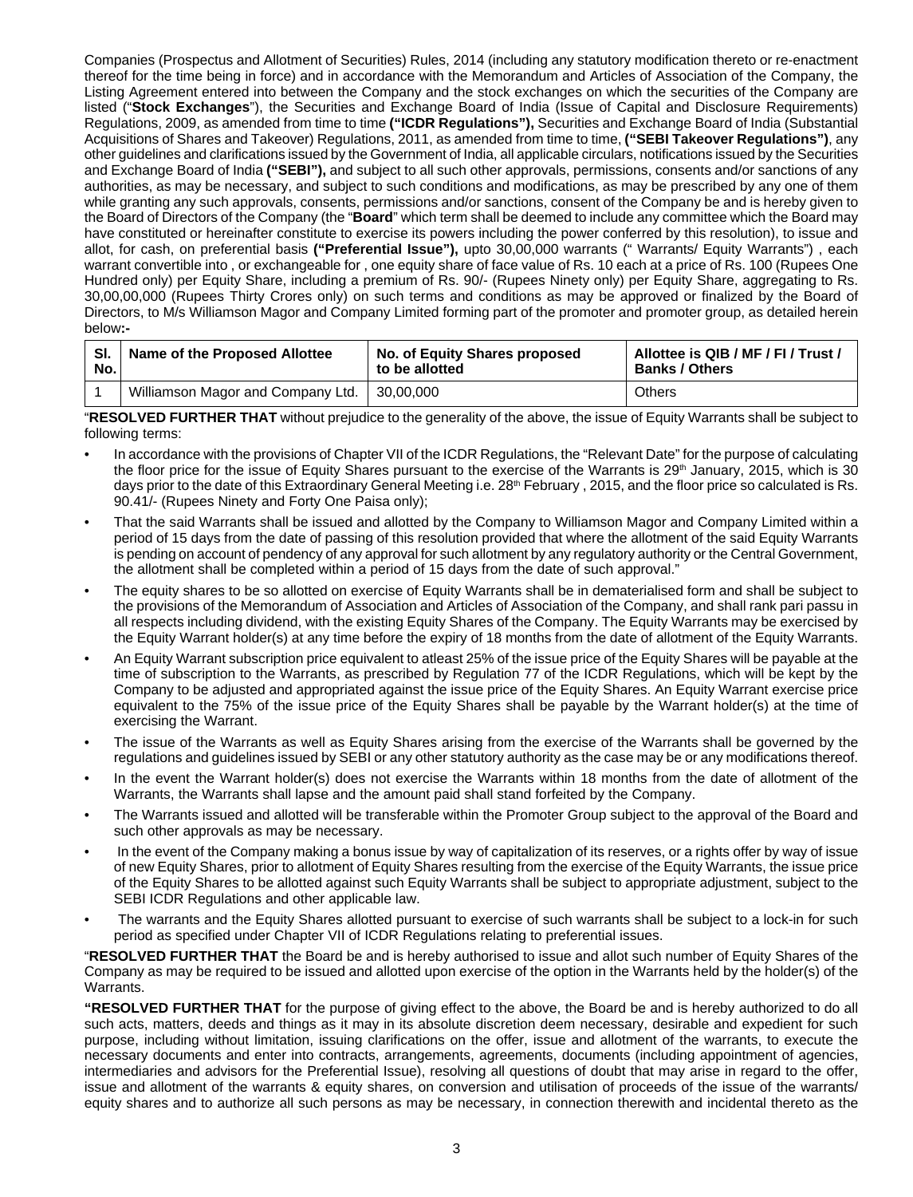Companies (Prospectus and Allotment of Securities) Rules, 2014 (including any statutory modification thereto or re-enactment thereof for the time being in force) and in accordance with the Memorandum and Articles of Association of the Company, the Listing Agreement entered into between the Company and the stock exchanges on which the securities of the Company are listed ("**Stock Exchanges**"), the Securities and Exchange Board of India (Issue of Capital and Disclosure Requirements) Regulations, 2009, as amended from time to time **("ICDR Regulations"),** Securities and Exchange Board of India (Substantial Acquisitions of Shares and Takeover) Regulations, 2011, as amended from time to time, **("SEBI Takeover Regulations")**, any other guidelines and clarifications issued by the Government of India, all applicable circulars, notifications issued by the Securities and Exchange Board of India **("SEBI"),** and subject to all such other approvals, permissions, consents and/or sanctions of any authorities, as may be necessary, and subject to such conditions and modifications, as may be prescribed by any one of them while granting any such approvals, consents, permissions and/or sanctions, consent of the Company be and is hereby given to the Board of Directors of the Company (the "**Board**" which term shall be deemed to include any committee which the Board may have constituted or hereinafter constitute to exercise its powers including the power conferred by this resolution), to issue and allot, for cash, on preferential basis **("Preferential Issue"),** upto 30,00,000 warrants (" Warrants/ Equity Warrants") , each warrant convertible into , or exchangeable for , one equity share of face value of Rs. 10 each at a price of Rs. 100 (Rupees One Hundred only) per Equity Share, including a premium of Rs. 90/- (Rupees Ninety only) per Equity Share, aggregating to Rs. 30,00,00,000 (Rupees Thirty Crores only) on such terms and conditions as may be approved or finalized by the Board of Directors, to M/s Williamson Magor and Company Limited forming part of the promoter and promoter group, as detailed herein below**:-**

| Sl. No. | Name of the Proposed Allottee | No. of Equity Shares proposed to be allotted | Allottee is QIB / MF / FI / Trust / Banks / Others |
|---|---|---|---|
| 1 | Williamson Magor and Company Ltd. | 30,00,000 | Others |

"**RESOLVED FURTHER THAT** without prejudice to the generality of the above, the issue of Equity Warrants shall be subject to following terms:

- In accordance with the provisions of Chapter VII of the ICDR Regulations, the "Relevant Date" for the purpose of calculating the floor price for the issue of Equity Shares pursuant to the exercise of the Warrants is 29th January, 2015, which is 30 days prior to the date of this Extraordinary General Meeting i.e. 28th February , 2015, and the floor price so calculated is Rs. 90.41/- (Rupees Ninety and Forty One Paisa only);
- That the said Warrants shall be issued and allotted by the Company to Williamson Magor and Company Limited within a period of 15 days from the date of passing of this resolution provided that where the allotment of the said Equity Warrants is pending on account of pendency of any approval for such allotment by any regulatory authority or the Central Government, the allotment shall be completed within a period of 15 days from the date of such approval."
- The equity shares to be so allotted on exercise of Equity Warrants shall be in dematerialised form and shall be subject to the provisions of the Memorandum of Association and Articles of Association of the Company, and shall rank pari passu in all respects including dividend, with the existing Equity Shares of the Company. The Equity Warrants may be exercised by the Equity Warrant holder(s) at any time before the expiry of 18 months from the date of allotment of the Equity Warrants.
- An Equity Warrant subscription price equivalent to atleast 25% of the issue price of the Equity Shares will be payable at the time of subscription to the Warrants, as prescribed by Regulation 77 of the ICDR Regulations, which will be kept by the Company to be adjusted and appropriated against the issue price of the Equity Shares. An Equity Warrant exercise price equivalent to the 75% of the issue price of the Equity Shares shall be payable by the Warrant holder(s) at the time of exercising the Warrant.
- The issue of the Warrants as well as Equity Shares arising from the exercise of the Warrants shall be governed by the regulations and guidelines issued by SEBI or any other statutory authority as the case may be or any modifications thereof.
- In the event the Warrant holder(s) does not exercise the Warrants within 18 months from the date of allotment of the Warrants, the Warrants shall lapse and the amount paid shall stand forfeited by the Company.
- The Warrants issued and allotted will be transferable within the Promoter Group subject to the approval of the Board and such other approvals as may be necessary.
- In the event of the Company making a bonus issue by way of capitalization of its reserves, or a rights offer by way of issue of new Equity Shares, prior to allotment of Equity Shares resulting from the exercise of the Equity Warrants, the issue price of the Equity Shares to be allotted against such Equity Warrants shall be subject to appropriate adjustment, subject to the SEBI ICDR Regulations and other applicable law.
- The warrants and the Equity Shares allotted pursuant to exercise of such warrants shall be subject to a lock-in for such period as specified under Chapter VII of ICDR Regulations relating to preferential issues.

"**RESOLVED FURTHER THAT** the Board be and is hereby authorised to issue and allot such number of Equity Shares of the Company as may be required to be issued and allotted upon exercise of the option in the Warrants held by the holder(s) of the Warrants.

**"RESOLVED FURTHER THAT** for the purpose of giving effect to the above, the Board be and is hereby authorized to do all such acts, matters, deeds and things as it may in its absolute discretion deem necessary, desirable and expedient for such purpose, including without limitation, issuing clarifications on the offer, issue and allotment of the warrants, to execute the necessary documents and enter into contracts, arrangements, agreements, documents (including appointment of agencies, intermediaries and advisors for the Preferential Issue), resolving all questions of doubt that may arise in regard to the offer, issue and allotment of the warrants & equity shares, on conversion and utilisation of proceeds of the issue of the warrants/ equity shares and to authorize all such persons as may be necessary, in connection therewith and incidental thereto as the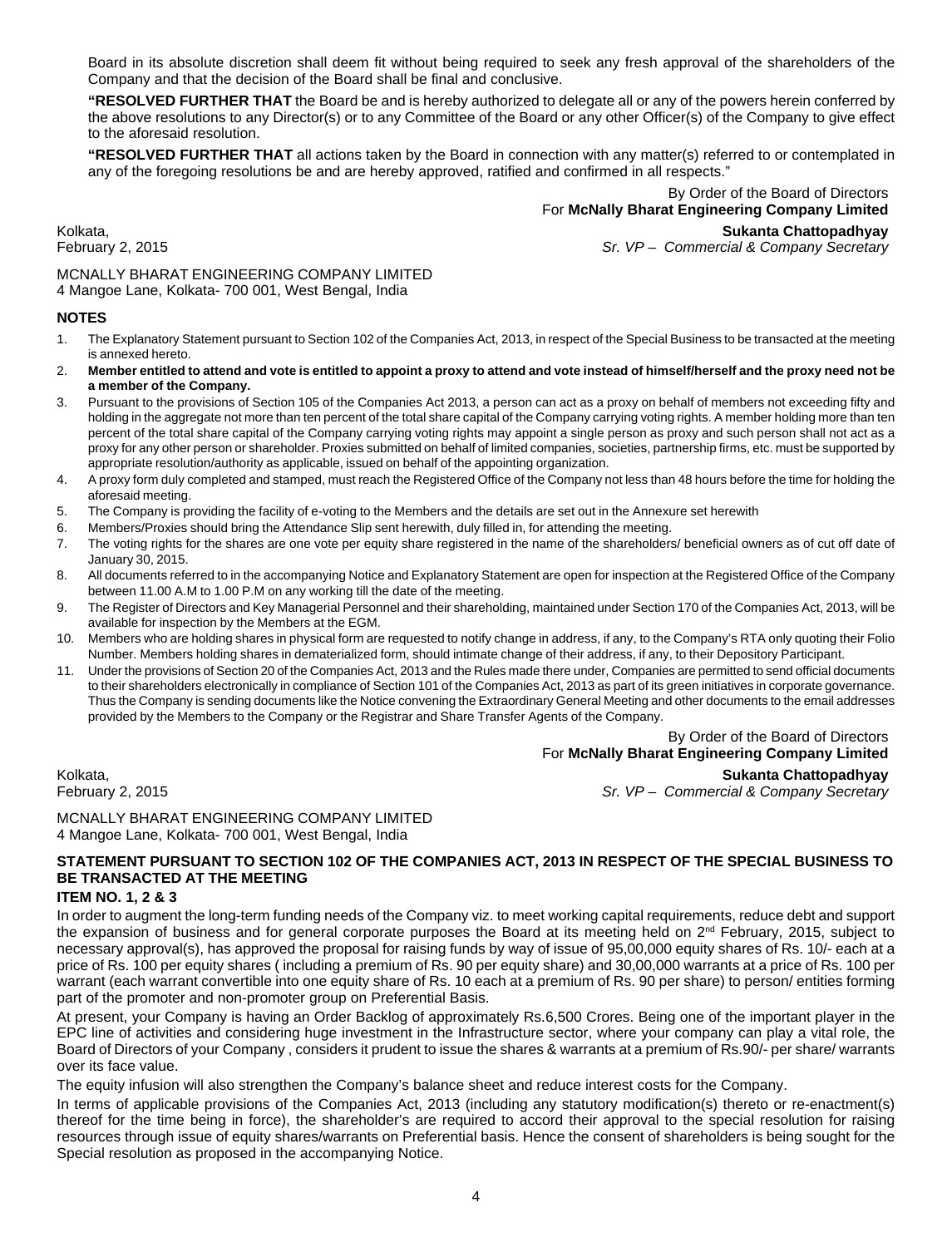Board in its absolute discretion shall deem fit without being required to seek any fresh approval of the shareholders of the Company and that the decision of the Board shall be final and conclusive.

**"RESOLVED FURTHER THAT** the Board be and is hereby authorized to delegate all or any of the powers herein conferred by the above resolutions to any Director(s) or to any Committee of the Board or any other Officer(s) of the Company to give effect to the aforesaid resolution.

**"RESOLVED FURTHER THAT** all actions taken by the Board in connection with any matter(s) referred to or contemplated in any of the foregoing resolutions be and are hereby approved, ratified and confirmed in all respects."

By Order of the Board of Directors
For **McNally Bharat Engineering Company Limited**

Kolkata,
February 2, 2015

**Sukanta Chattopadhyay**
*Sr. VP – Commercial & Company Secretary*

MCNALLY BHARAT ENGINEERING COMPANY LIMITED
4 Mangoe Lane, Kolkata- 700 001, West Bengal, India

## NOTES

1. The Explanatory Statement pursuant to Section 102 of the Companies Act, 2013, in respect of the Special Business to be transacted at the meeting is annexed hereto.
2. **Member entitled to attend and vote is entitled to appoint a proxy to attend and vote instead of himself/herself and the proxy need not be a member of the Company.**
3. Pursuant to the provisions of Section 105 of the Companies Act 2013, a person can act as a proxy on behalf of members not exceeding fifty and holding in the aggregate not more than ten percent of the total share capital of the Company carrying voting rights. A member holding more than ten percent of the total share capital of the Company carrying voting rights may appoint a single person as proxy and such person shall not act as a proxy for any other person or shareholder. Proxies submitted on behalf of limited companies, societies, partnership firms, etc. must be supported by appropriate resolution/authority as applicable, issued on behalf of the appointing organization.
4. A proxy form duly completed and stamped, must reach the Registered Office of the Company not less than 48 hours before the time for holding the aforesaid meeting.
5. The Company is providing the facility of e-voting to the Members and the details are set out in the Annexure set herewith
6. Members/Proxies should bring the Attendance Slip sent herewith, duly filled in, for attending the meeting.
7. The voting rights for the shares are one vote per equity share registered in the name of the shareholders/ beneficial owners as of cut off date of January 30, 2015.
8. All documents referred to in the accompanying Notice and Explanatory Statement are open for inspection at the Registered Office of the Company between 11.00 A.M to 1.00 P.M on any working till the date of the meeting.
9. The Register of Directors and Key Managerial Personnel and their shareholding, maintained under Section 170 of the Companies Act, 2013, will be available for inspection by the Members at the EGM.
10. Members who are holding shares in physical form are requested to notify change in address, if any, to the Company's RTA only quoting their Folio Number. Members holding shares in dematerialized form, should intimate change of their address, if any, to their Depository Participant.
11. Under the provisions of Section 20 of the Companies Act, 2013 and the Rules made there under, Companies are permitted to send official documents to their shareholders electronically in compliance of Section 101 of the Companies Act, 2013 as part of its green initiatives in corporate governance. Thus the Company is sending documents like the Notice convening the Extraordinary General Meeting and other documents to the email addresses provided by the Members to the Company or the Registrar and Share Transfer Agents of the Company.

By Order of the Board of Directors
For **McNally Bharat Engineering Company Limited**

Kolkata,
February 2, 2015

**Sukanta Chattopadhyay**
*Sr. VP – Commercial & Company Secretary*

MCNALLY BHARAT ENGINEERING COMPANY LIMITED
4 Mangoe Lane, Kolkata- 700 001, West Bengal, India

## STATEMENT PURSUANT TO SECTION 102 OF THE COMPANIES ACT, 2013 IN RESPECT OF THE SPECIAL BUSINESS TO BE TRANSACTED AT THE MEETING

### ITEM NO. 1, 2 & 3

In order to augment the long-term funding needs of the Company viz. to meet working capital requirements, reduce debt and support the expansion of business and for general corporate purposes the Board at its meeting held on 2nd February, 2015, subject to necessary approval(s), has approved the proposal for raising funds by way of issue of 95,00,000 equity shares of Rs. 10/- each at a price of Rs. 100 per equity shares ( including a premium of Rs. 90 per equity share) and 30,00,000 warrants at a price of Rs. 100 per warrant (each warrant convertible into one equity share of Rs. 10 each at a premium of Rs. 90 per share) to person/ entities forming part of the promoter and non-promoter group on Preferential Basis.

At present, your Company is having an Order Backlog of approximately Rs.6,500 Crores. Being one of the important player in the EPC line of activities and considering huge investment in the Infrastructure sector, where your company can play a vital role, the Board of Directors of your Company , considers it prudent to issue the shares & warrants at a premium of Rs.90/- per share/ warrants over its face value.

The equity infusion will also strengthen the Company's balance sheet and reduce interest costs for the Company.

In terms of applicable provisions of the Companies Act, 2013 (including any statutory modification(s) thereto or re-enactment(s) thereof for the time being in force), the shareholder's are required to accord their approval to the special resolution for raising resources through issue of equity shares/warrants on Preferential basis. Hence the consent of shareholders is being sought for the Special resolution as proposed in the accompanying Notice.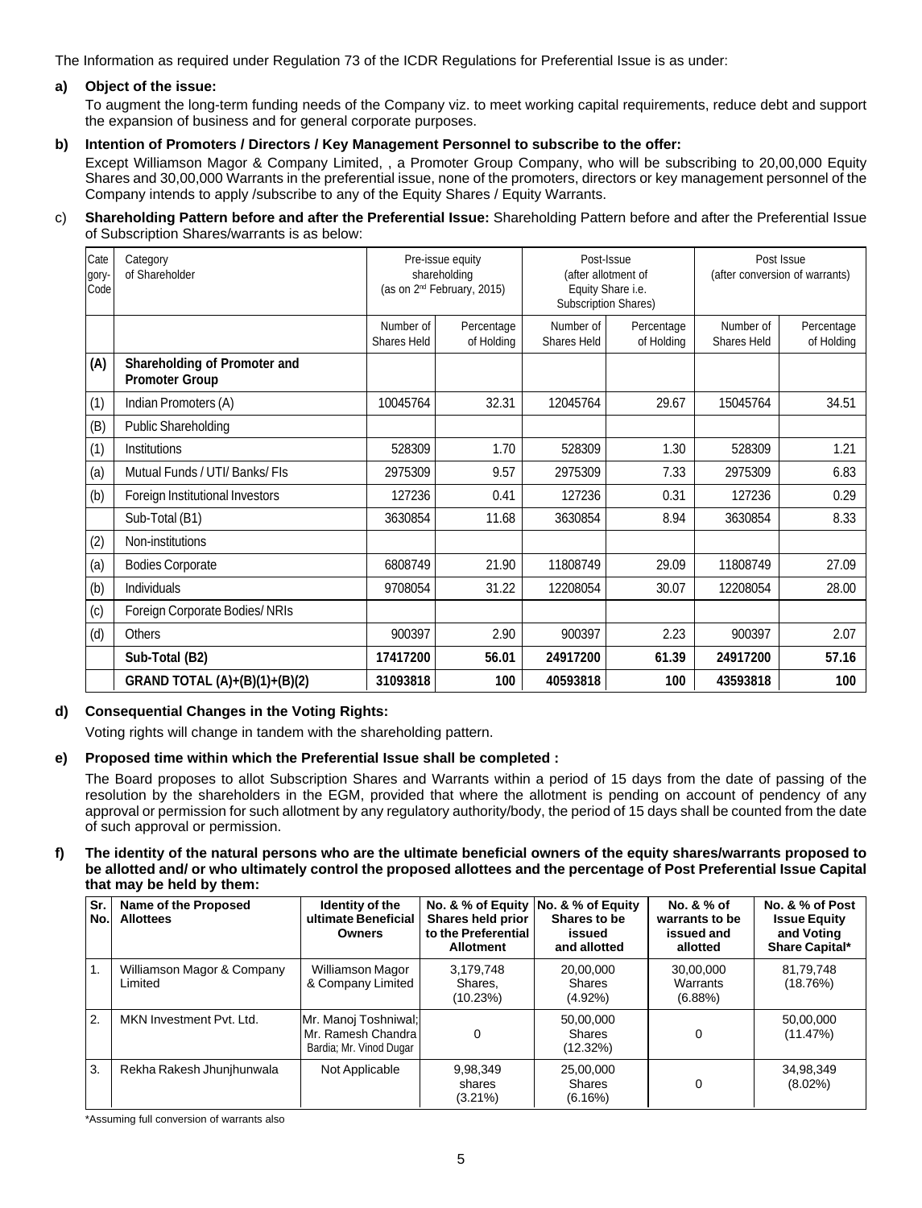The Information as required under Regulation 73 of the ICDR Regulations for Preferential Issue is as under:

**a) Object of the issue:**

To augment the long-term funding needs of the Company viz. to meet working capital requirements, reduce debt and support the expansion of business and for general corporate purposes.

**b) Intention of Promoters / Directors / Key Management Personnel to subscribe to the offer:**

Except Williamson Magor & Company Limited, , a Promoter Group Company, who will be subscribing to 20,00,000 Equity Shares and 30,00,000 Warrants in the preferential issue, none of the promoters, directors or key management personnel of the Company intends to apply /subscribe to any of the Equity Shares / Equity Warrants.

c) **Shareholding Pattern before and after the Preferential Issue:** Shareholding Pattern before and after the Preferential Issue of Subscription Shares/warrants is as below:

| Category-Code | Category of Shareholder | Pre-issue equity shareholding (as on 2nd February, 2015) | | Post-Issue (after allotment of Equity Share i.e. Subscription Shares) | | Post Issue (after conversion of warrants) | |
|---|---|---|---|---|---|---|---|
| | | Number of Shares Held | Percentage of Holding | Number of Shares Held | Percentage of Holding | Number of Shares Held | Percentage of Holding |
| **(A)** | **Shareholding of Promoter and Promoter Group** | | | | | | |
| (1) | Indian Promoters (A) | 10045764 | 32.31 | 12045764 | 29.67 | 15045764 | 34.51 |
| (B) | Public Shareholding | | | | | | |
| (1) | Institutions | 528309 | 1.70 | 528309 | 1.30 | 528309 | 1.21 |
| (a) | Mutual Funds / UTI/ Banks/ FIs | 2975309 | 9.57 | 2975309 | 7.33 | 2975309 | 6.83 |
| (b) | Foreign Institutional Investors | 127236 | 0.41 | 127236 | 0.31 | 127236 | 0.29 |
| | Sub-Total (B1) | 3630854 | 11.68 | 3630854 | 8.94 | 3630854 | 8.33 |
| (2) | Non-institutions | | | | | | |
| (a) | Bodies Corporate | 6808749 | 21.90 | 11808749 | 29.09 | 11808749 | 27.09 |
| (b) | Individuals | 9708054 | 31.22 | 12208054 | 30.07 | 12208054 | 28.00 |
| (c) | Foreign Corporate Bodies/ NRIs | | | | | | |
| (d) | Others | 900397 | 2.90 | 900397 | 2.23 | 900397 | 2.07 |
| | **Sub-Total (B2)** | **17417200** | **56.01** | **24917200** | **61.39** | **24917200** | **57.16** |
| | **GRAND TOTAL (A)+(B)(1)+(B)(2)** | **31093818** | **100** | **40593818** | **100** | **43593818** | **100** |

**d) Consequential Changes in the Voting Rights:**

Voting rights will change in tandem with the shareholding pattern.

**e) Proposed time within which the Preferential Issue shall be completed :**

The Board proposes to allot Subscription Shares and Warrants within a period of 15 days from the date of passing of the resolution by the shareholders in the EGM, provided that where the allotment is pending on account of pendency of any approval or permission for such allotment by any regulatory authority/body, the period of 15 days shall be counted from the date of such approval or permission.

**f) The identity of the natural persons who are the ultimate beneficial owners of the equity shares/warrants proposed to be allotted and/ or who ultimately control the proposed allottees and the percentage of Post Preferential Issue Capital that may be held by them:**

| Sr. No. | Name of the Proposed Allottees | Identity of the ultimate Beneficial Owners | No. & % of Equity Shares held prior to the Preferential Allotment | No. & % of Equity Shares to be issued and allotted | No. & % of warrants to be issued and allotted | No. & % of Post Issue Equity and Voting Share Capital* |
|---|---|---|---|---|---|---|
| 1. | Williamson Magor & Company Limited | Williamson Magor & Company Limited | 3,179,748 Shares, (10.23%) | 20,00,000 Shares (4.92%) | 30,00,000 Warrants (6.88%) | 81,79,748 (18.76%) |
| 2. | MKN Investment Pvt. Ltd. | Mr. Manoj Toshniwal; Mr. Ramesh Chandra Bardia; Mr. Vinod Dugar | 0 | 50,00,000 Shares (12.32%) | 0 | 50,00,000 (11.47%) |
| 3. | Rekha Rakesh Jhunjhunwala | Not Applicable | 9,98,349 shares (3.21%) | 25,00,000 Shares (6.16%) | 0 | 34,98,349 (8.02%) |

*Assuming full conversion of warrants also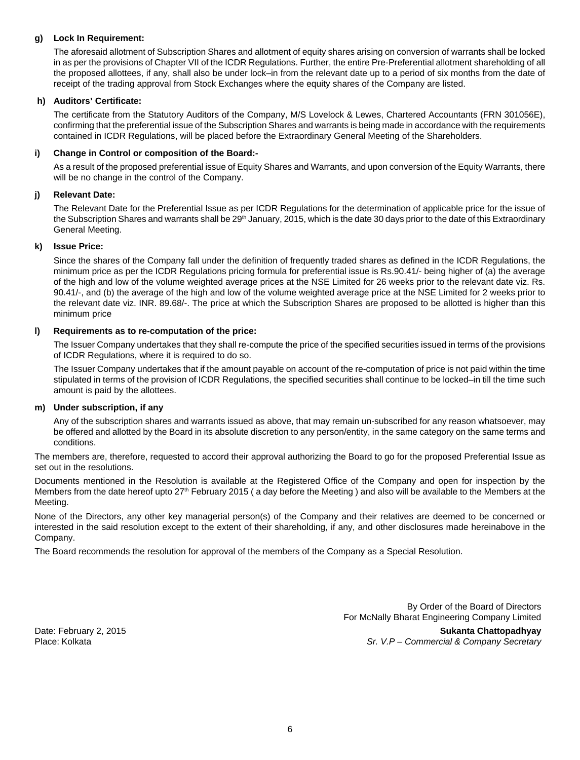**g) Lock In Requirement:**

The aforesaid allotment of Subscription Shares and allotment of equity shares arising on conversion of warrants shall be locked in as per the provisions of Chapter VII of the ICDR Regulations. Further, the entire Pre-Preferential allotment shareholding of all the proposed allottees, if any, shall also be under lock–in from the relevant date up to a period of six months from the date of receipt of the trading approval from Stock Exchanges where the equity shares of the Company are listed.

**h) Auditors' Certificate:**

The certificate from the Statutory Auditors of the Company, M/S Lovelock & Lewes, Chartered Accountants (FRN 301056E), confirming that the preferential issue of the Subscription Shares and warrants is being made in accordance with the requirements contained in ICDR Regulations, will be placed before the Extraordinary General Meeting of the Shareholders.

**i) Change in Control or composition of the Board:-**

As a result of the proposed preferential issue of Equity Shares and Warrants, and upon conversion of the Equity Warrants, there will be no change in the control of the Company.

**j) Relevant Date:**

The Relevant Date for the Preferential Issue as per ICDR Regulations for the determination of applicable price for the issue of the Subscription Shares and warrants shall be 29th January, 2015, which is the date 30 days prior to the date of this Extraordinary General Meeting.

**k) Issue Price:**

Since the shares of the Company fall under the definition of frequently traded shares as defined in the ICDR Regulations, the minimum price as per the ICDR Regulations pricing formula for preferential issue is Rs.90.41/- being higher of (a) the average of the high and low of the volume weighted average prices at the NSE Limited for 26 weeks prior to the relevant date viz. Rs. 90.41/-, and (b) the average of the high and low of the volume weighted average price at the NSE Limited for 2 weeks prior to the relevant date viz. INR. 89.68/-. The price at which the Subscription Shares are proposed to be allotted is higher than this minimum price

**l) Requirements as to re-computation of the price:**

The Issuer Company undertakes that they shall re-compute the price of the specified securities issued in terms of the provisions of ICDR Regulations, where it is required to do so.

The Issuer Company undertakes that if the amount payable on account of the re-computation of price is not paid within the time stipulated in terms of the provision of ICDR Regulations, the specified securities shall continue to be locked–in till the time such amount is paid by the allottees.

**m) Under subscription, if any**

Any of the subscription shares and warrants issued as above, that may remain un-subscribed for any reason whatsoever, may be offered and allotted by the Board in its absolute discretion to any person/entity, in the same category on the same terms and conditions.

The members are, therefore, requested to accord their approval authorizing the Board to go for the proposed Preferential Issue as set out in the resolutions.

Documents mentioned in the Resolution is available at the Registered Office of the Company and open for inspection by the Members from the date hereof upto 27th February 2015 ( a day before the Meeting ) and also will be available to the Members at the Meeting.

None of the Directors, any other key managerial person(s) of the Company and their relatives are deemed to be concerned or interested in the said resolution except to the extent of their shareholding, if any, and other disclosures made hereinabove in the Company.

The Board recommends the resolution for approval of the members of the Company as a Special Resolution.

By Order of the Board of Directors
For McNally Bharat Engineering Company Limited

Date: February 2, 2015
Place: Kolkata

**Sukanta Chattopadhyay**
*Sr. V.P – Commercial & Company Secretary*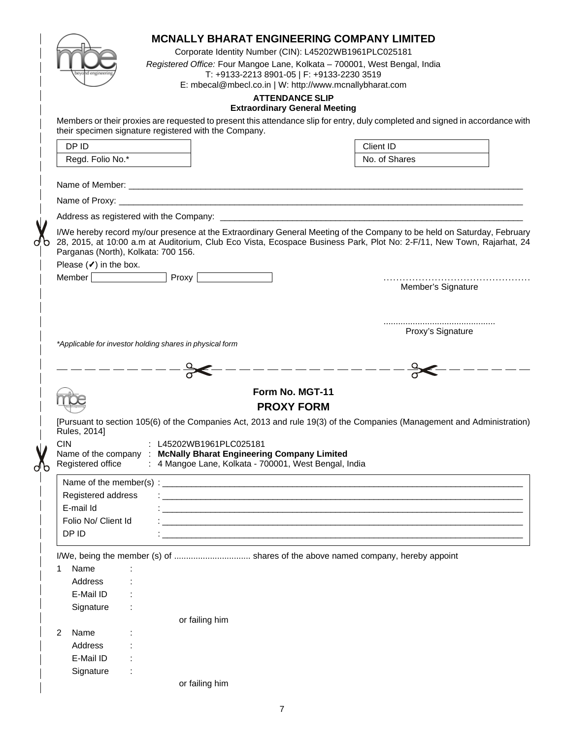# MCNALLY BHARAT ENGINEERING COMPANY LIMITED

Corporate Identity Number (CIN): L45202WB1961PLC025181

*Registered Office:* Four Mangoe Lane, Kolkata – 700001, West Bengal, India

T: +9133-2213 8901-05 | F: +9133-2230 3519

E: mbecal@mbecl.co.in | W: http://www.mcnallybharat.com

**ATTENDANCE SLIP**

**Extraordinary General Meeting**

Members or their proxies are requested to present this attendance slip for entry, duly completed and signed in accordance with their specimen signature registered with the Company.

| DP ID | | Client ID | |
|---|---|---|---|
| Regd. Folio No.* | | No. of Shares | |

Name of Member: ______________________________________________

Name of Proxy: ______________________________________________

Address as registered with the Company: ______________________________________________

I/We hereby record my/our presence at the Extraordinary General Meeting of the Company to be held on Saturday, February 28, 2015, at 10:00 a.m at Auditorium, Club Eco Vista, Ecospace Business Park, Plot No: 2-F/11, New Town, Rajarhat, 24 Parganas (North), Kolkata: 700 156.

Please (✔) in the box.

Member ☐ Proxy ☐

............................................
Member's Signature

............................................
Proxy's Signature

*\*Applicable for investor holding shares in physical form*

---

## Form No. MGT-11

## PROXY FORM

[Pursuant to section 105(6) of the Companies Act, 2013 and rule 19(3) of the Companies (Management and Administration) Rules, 2014]

CIN : L45202WB1961PLC025181

Name of the company : **McNally Bharat Engineering Company Limited**

Registered office : 4 Mangoe Lane, Kolkata - 700001, West Bengal, India

Name of the member(s) : ______________________________________________

Registered address : ______________________________________________

E-mail Id : ______________________________________________

Folio No/ Client Id : ______________________________________________

DP ID : ______________________________________________

I/We, being the member (s) of ................................ shares of the above named company, hereby appoint

1 Name :
 Address :
 E-Mail ID :
 Signature :

or failing him

2 Name :
 Address :
 E-Mail ID :
 Signature :

or failing him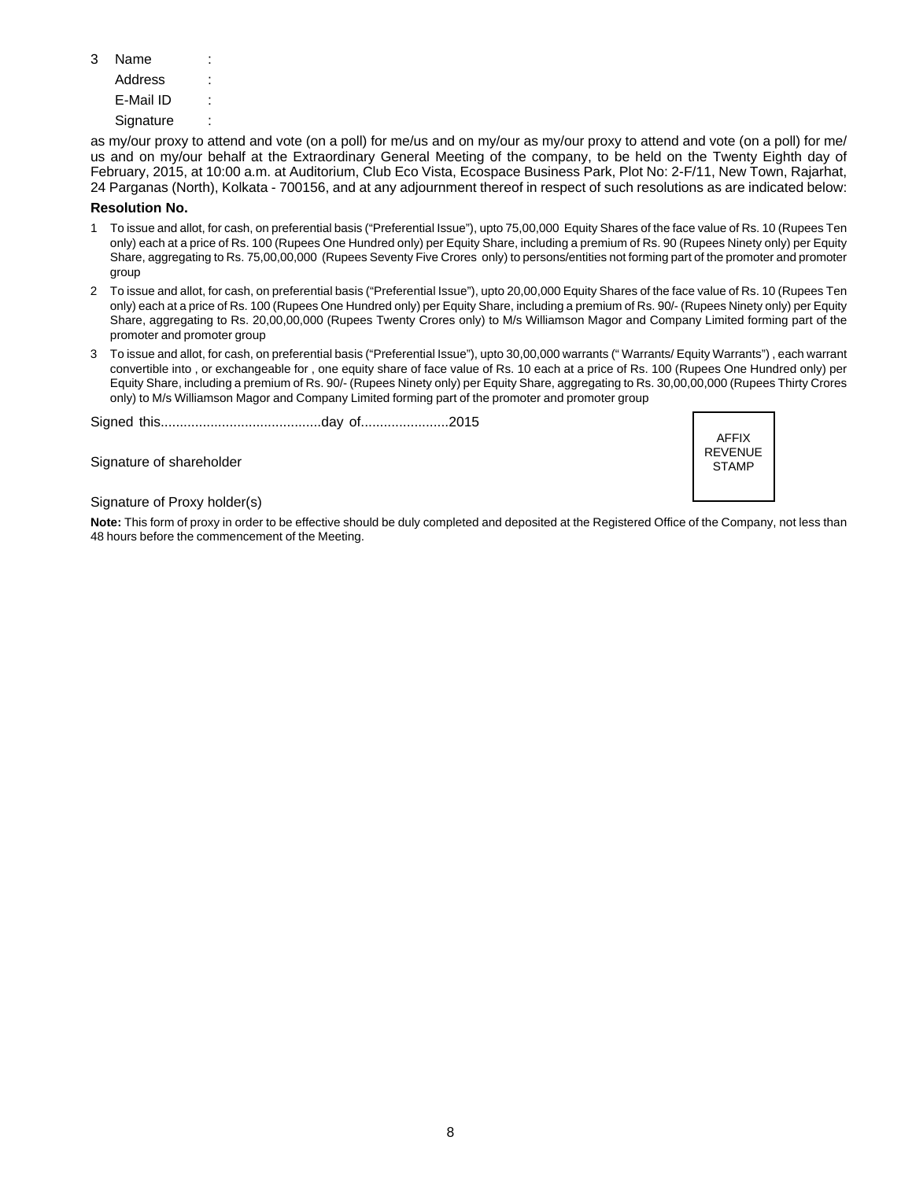3 Name :

Address :

E-Mail ID :

Signature :

as my/our proxy to attend and vote (on a poll) for me/us and on my/our as my/our proxy to attend and vote (on a poll) for me/us and on my/our behalf at the Extraordinary General Meeting of the company, to be held on the Twenty Eighth day of February, 2015, at 10:00 a.m. at Auditorium, Club Eco Vista, Ecospace Business Park, Plot No: 2-F/11, New Town, Rajarhat, 24 Parganas (North), Kolkata - 700156, and at any adjournment thereof in respect of such resolutions as are indicated below:

**Resolution No.**

1 To issue and allot, for cash, on preferential basis ("Preferential Issue"), upto 75,00,000 Equity Shares of the face value of Rs. 10 (Rupees Ten only) each at a price of Rs. 100 (Rupees One Hundred only) per Equity Share, including a premium of Rs. 90 (Rupees Ninety only) per Equity Share, aggregating to Rs. 75,00,00,000 (Rupees Seventy Five Crores only) to persons/entities not forming part of the promoter and promoter group

2 To issue and allot, for cash, on preferential basis ("Preferential Issue"), upto 20,00,000 Equity Shares of the face value of Rs. 10 (Rupees Ten only) each at a price of Rs. 100 (Rupees One Hundred only) per Equity Share, including a premium of Rs. 90/- (Rupees Ninety only) per Equity Share, aggregating to Rs. 20,00,00,000 (Rupees Twenty Crores only) to M/s Williamson Magor and Company Limited forming part of the promoter and promoter group

3 To issue and allot, for cash, on preferential basis ("Preferential Issue"), upto 30,00,000 warrants (" Warrants/ Equity Warrants") , each warrant convertible into , or exchangeable for , one equity share of face value of Rs. 10 each at a price of Rs. 100 (Rupees One Hundred only) per Equity Share, including a premium of Rs. 90/- (Rupees Ninety only) per Equity Share, aggregating to Rs. 30,00,00,000 (Rupees Thirty Crores only) to M/s Williamson Magor and Company Limited forming part of the promoter and promoter group

Signed this..........................................day of.......................2015

Signature of shareholder

AFFIX REVENUE STAMP

Signature of Proxy holder(s)

**Note:** This form of proxy in order to be effective should be duly completed and deposited at the Registered Office of the Company, not less than 48 hours before the commencement of the Meeting.